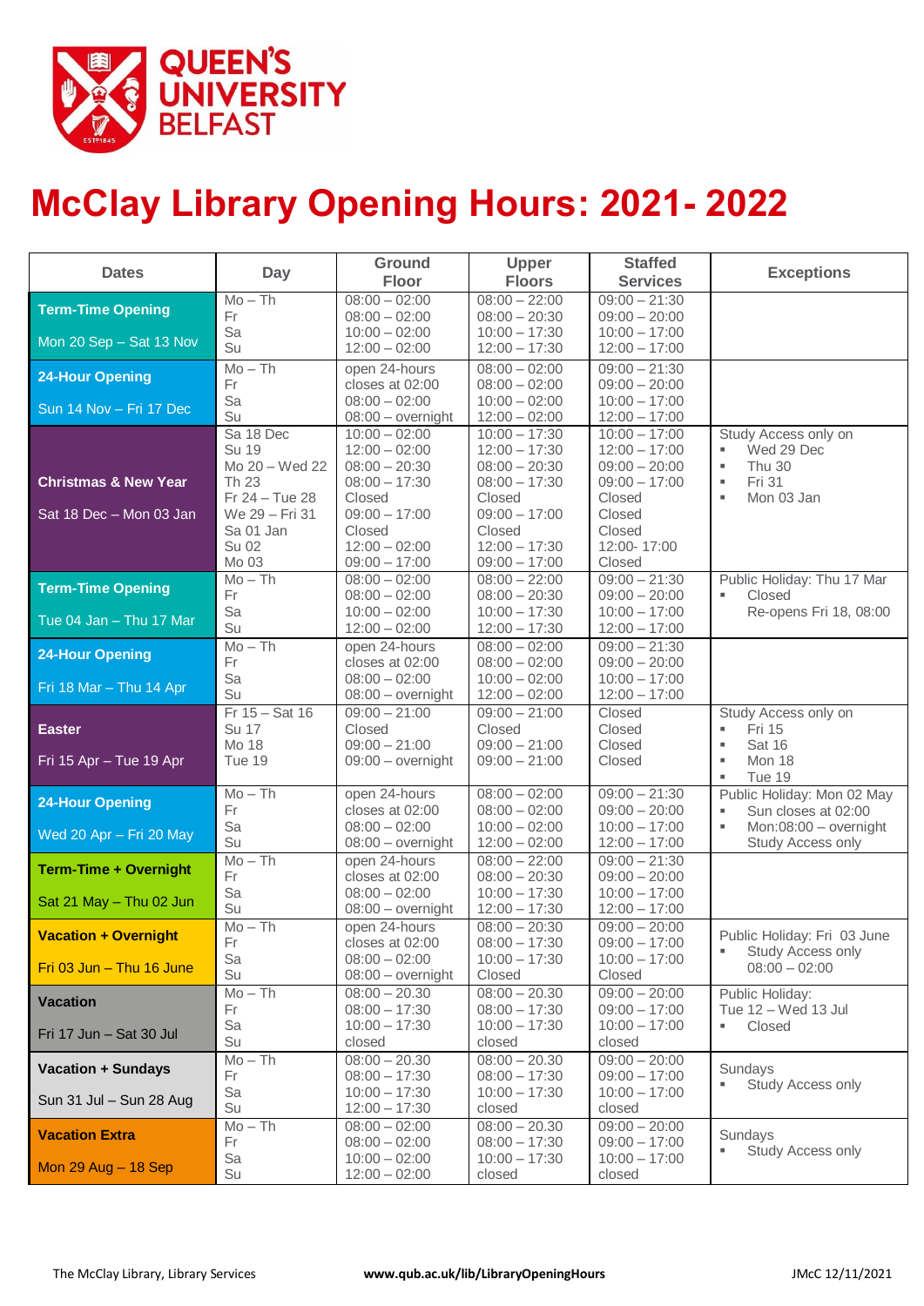QUEEN'S UNIVERSITY BELFAST

# McClay Library Opening Hours: 2021- 2022

| Dates | Day | Ground Floor | Upper Floors | Staffed Services | Exceptions |
|---|---|---|---|---|---|
| **Term-Time Opening**<br>Mon 20 Sep – Sat 13 Nov | Mo – Th<br>Fr<br>Sa<br>Su | 08:00 – 02:00<br>08:00 – 02:00<br>10:00 – 02:00<br>12:00 – 02:00 | 08:00 – 22:00<br>08:00 – 20:30<br>10:00 – 17:30<br>12:00 – 17:30 | 09:00 – 21:30<br>09:00 – 20:00<br>10:00 – 17:00<br>12:00 – 17:00 | |
| **24-Hour Opening**<br>Sun 14 Nov – Fri 17 Dec | Mo – Th<br>Fr<br>Sa<br>Su | open 24-hours<br>closes at 02:00<br>08:00 – 02:00<br>08:00 – overnight | 08:00 – 02:00<br>08:00 – 02:00<br>10:00 – 02:00<br>12:00 – 02:00 | 09:00 – 21:30<br>09:00 – 20:00<br>10:00 – 17:00<br>12:00 – 17:00 | |
| **Christmas & New Year**<br>Sat 18 Dec – Mon 03 Jan | Sa 18 Dec<br>Su 19<br>Mo 20 – Wed 22<br>Th 23<br>Fr 24 – Tue 28<br>We 29 – Fri 31<br>Sa 01 Jan<br>Su 02<br>Mo 03 | 10:00 – 02:00<br>12:00 – 02:00<br>08:00 – 20:30<br>08:00 – 17:30<br>Closed<br>09:00 – 17:00<br>Closed<br>12:00 – 02:00<br>09:00 – 17:00 | 10:00 – 17:30<br>12:00 – 17:30<br>08:00 – 20:30<br>08:00 – 17:30<br>Closed<br>09:00 – 17:00<br>Closed<br>12:00 – 17:30<br>09:00 – 17:00 | 10:00 – 17:00<br>12:00 – 17:00<br>09:00 – 20:00<br>09:00 – 17:00<br>Closed<br>Closed<br>Closed<br>12:00- 17:00<br>Closed | Study Access only on<br>▪ Wed 29 Dec<br>▪ Thu 30<br>▪ Fri 31<br>▪ Mon 03 Jan |
| **Term-Time Opening**<br>Tue 04 Jan – Thu 17 Mar | Mo – Th<br>Fr<br>Sa<br>Su | 08:00 – 02:00<br>08:00 – 02:00<br>10:00 – 02:00<br>12:00 – 02:00 | 08:00 – 22:00<br>08:00 – 20:30<br>10:00 – 17:30<br>12:00 – 17:30 | 09:00 – 21:30<br>09:00 – 20:00<br>10:00 – 17:00<br>12:00 – 17:00 | Public Holiday: Thu 17 Mar<br>▪ Closed<br>Re-opens Fri 18, 08:00 |
| **24-Hour Opening**<br>Fri 18 Mar – Thu 14 Apr | Mo – Th<br>Fr<br>Sa<br>Su | open 24-hours<br>closes at 02:00<br>08:00 – 02:00<br>08:00 – overnight | 08:00 – 02:00<br>08:00 – 02:00<br>10:00 – 02:00<br>12:00 – 02:00 | 09:00 – 21:30<br>09:00 – 20:00<br>10:00 – 17:00<br>12:00 – 17:00 | |
| **Easter**<br>Fri 15 Apr – Tue 19 Apr | Fr 15 – Sat 16<br>Su 17<br>Mo 18<br>Tue 19 | 09:00 – 21:00<br>Closed<br>09:00 – 21:00<br>09:00 – overnight | 09:00 – 21:00<br>Closed<br>09:00 – 21:00<br>09:00 – 21:00 | Closed<br>Closed<br>Closed<br>Closed | Study Access only on<br>▪ Fri 15<br>▪ Sat 16<br>▪ Mon 18<br>▪ Tue 19 |
| **24-Hour Opening**<br>Wed 20 Apr – Fri 20 May | Mo – Th<br>Fr<br>Sa<br>Su | open 24-hours<br>closes at 02:00<br>08:00 – 02:00<br>08:00 – overnight | 08:00 – 02:00<br>08:00 – 02:00<br>10:00 – 02:00<br>12:00 – 02:00 | 09:00 – 21:30<br>09:00 – 20:00<br>10:00 – 17:00<br>12:00 – 17:00 | Public Holiday: Mon 02 May<br>▪ Sun closes at 02:00<br>▪ Mon:08:00 – overnight<br>Study Access only |
| **Term-Time + Overnight**<br>Sat 21 May – Thu 02 Jun | Mo – Th<br>Fr<br>Sa<br>Su | open 24-hours<br>closes at 02:00<br>08:00 – 02:00<br>08:00 – overnight | 08:00 – 22:00<br>08:00 – 20:30<br>10:00 – 17:30<br>12:00 – 17:30 | 09:00 – 21:30<br>09:00 – 20:00<br>10:00 – 17:00<br>12:00 – 17:00 | |
| **Vacation + Overnight**<br>Fri 03 Jun – Thu 16 June | Mo – Th<br>Fr<br>Sa<br>Su | open 24-hours<br>closes at 02:00<br>08:00 – 02:00<br>08:00 – overnight | 08:00 – 20:30<br>08:00 – 17:30<br>10:00 – 17:30<br>Closed | 09:00 – 20:00<br>09:00 – 17:00<br>10:00 – 17:00<br>Closed | Public Holiday: Fri 03 June<br>▪ Study Access only<br>08:00 – 02:00 |
| **Vacation**<br>Fri 17 Jun – Sat 30 Jul | Mo – Th<br>Fr<br>Sa<br>Su | 08:00 – 20.30<br>08:00 – 17:30<br>10:00 – 17:30<br>closed | 08:00 – 20.30<br>08:00 – 17:30<br>10:00 – 17:30<br>closed | 09:00 – 20:00<br>09:00 – 17:00<br>10:00 – 17:00<br>closed | Public Holiday:<br>Tue 12 – Wed 13 Jul<br>▪ Closed |
| **Vacation + Sundays**<br>Sun 31 Jul – Sun 28 Aug | Mo – Th<br>Fr<br>Sa<br>Su | 08:00 – 20.30<br>08:00 – 17:30<br>10:00 – 17:30<br>12:00 – 17:30 | 08:00 – 20.30<br>08:00 – 17:30<br>10:00 – 17:30<br>closed | 09:00 – 20:00<br>09:00 – 17:00<br>10:00 – 17:00<br>closed | Sundays<br>▪ Study Access only |
| **Vacation Extra**<br>Mon 29 Aug – 18 Sep | Mo – Th<br>Fr<br>Sa<br>Su | 08:00 – 02:00<br>08:00 – 02:00<br>10:00 – 02:00<br>12:00 – 02:00 | 08:00 – 20.30<br>08:00 – 17:30<br>10:00 – 17:30<br>closed | 09:00 – 20:00<br>09:00 – 17:00<br>10:00 – 17:00<br>closed | Sundays<br>▪ Study Access only |

The McClay Library, Library Services | www.qub.ac.uk/lib/LibraryOpeningHours | JMcC 12/11/2021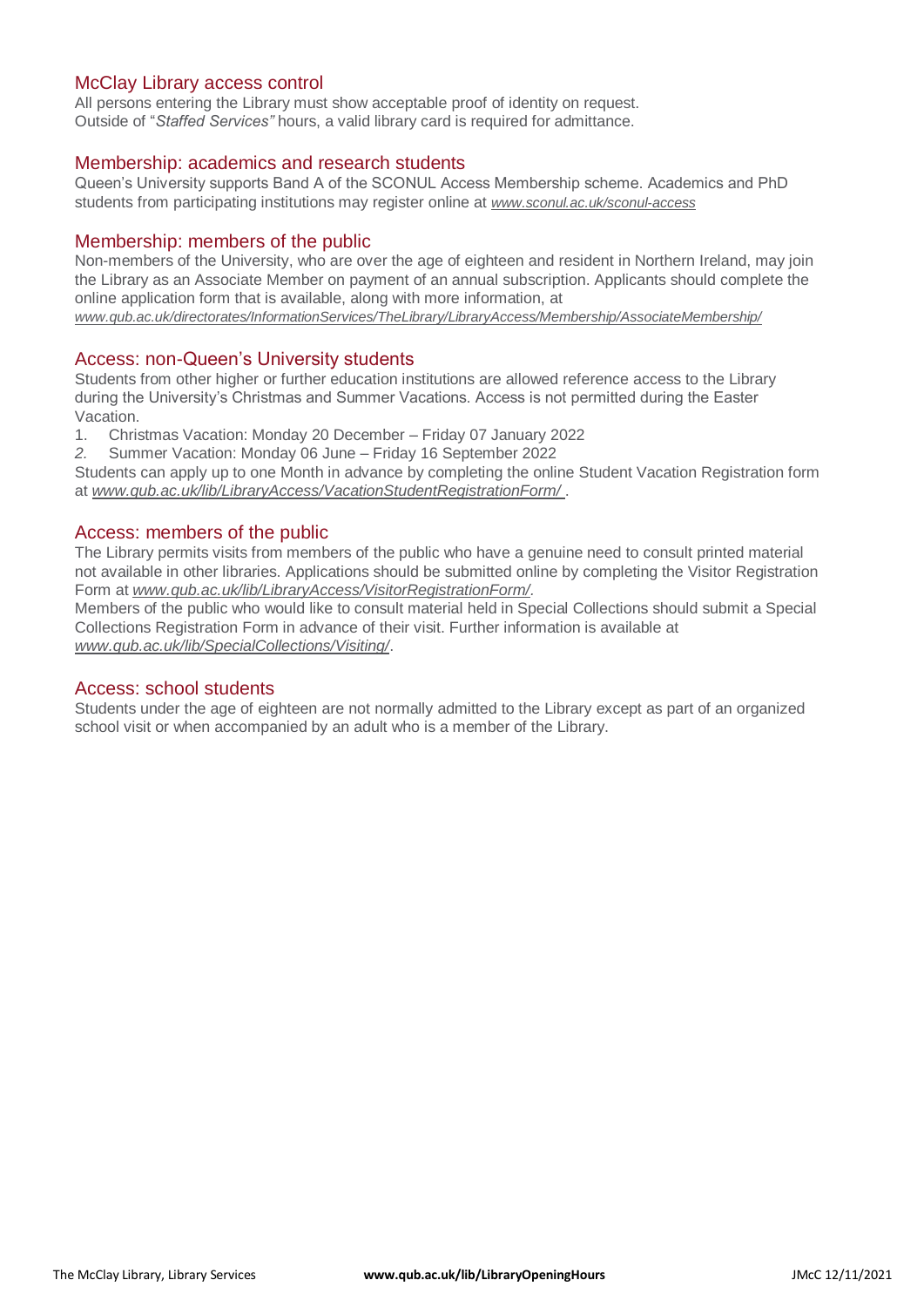## McClay Library access control

All persons entering the Library must show acceptable proof of identity on request.
Outside of "*Staffed Services"* hours, a valid library card is required for admittance.

## Membership: academics and research students

Queen's University supports Band A of the SCONUL Access Membership scheme. Academics and PhD students from participating institutions may register online at *www.sconul.ac.uk/sconul-access*

## Membership: members of the public

Non-members of the University, who are over the age of eighteen and resident in Northern Ireland, may join the Library as an Associate Member on payment of an annual subscription. Applicants should complete the online application form that is available, along with more information, at
*www.qub.ac.uk/directorates/InformationServices/TheLibrary/LibraryAccess/Membership/AssociateMembership/*

## Access: non-Queen's University students

Students from other higher or further education institutions are allowed reference access to the Library during the University's Christmas and Summer Vacations. Access is not permitted during the Easter Vacation.

1. Christmas Vacation: Monday 20 December – Friday 07 January 2022
2. Summer Vacation: Monday 06 June – Friday 16 September 2022

Students can apply up to one Month in advance by completing the online Student Vacation Registration form at *www.qub.ac.uk/lib/LibraryAccess/VacationStudentRegistrationForm/* .

## Access: members of the public

The Library permits visits from members of the public who have a genuine need to consult printed material not available in other libraries. Applications should be submitted online by completing the Visitor Registration Form at *www.qub.ac.uk/lib/LibraryAccess/VisitorRegistrationForm/*.

Members of the public who would like to consult material held in Special Collections should submit a Special Collections Registration Form in advance of their visit. Further information is available at *www.qub.ac.uk/lib/SpecialCollections/Visiting/*.

## Access: school students

Students under the age of eighteen are not normally admitted to the Library except as part of an organized school visit or when accompanied by an adult who is a member of the Library.